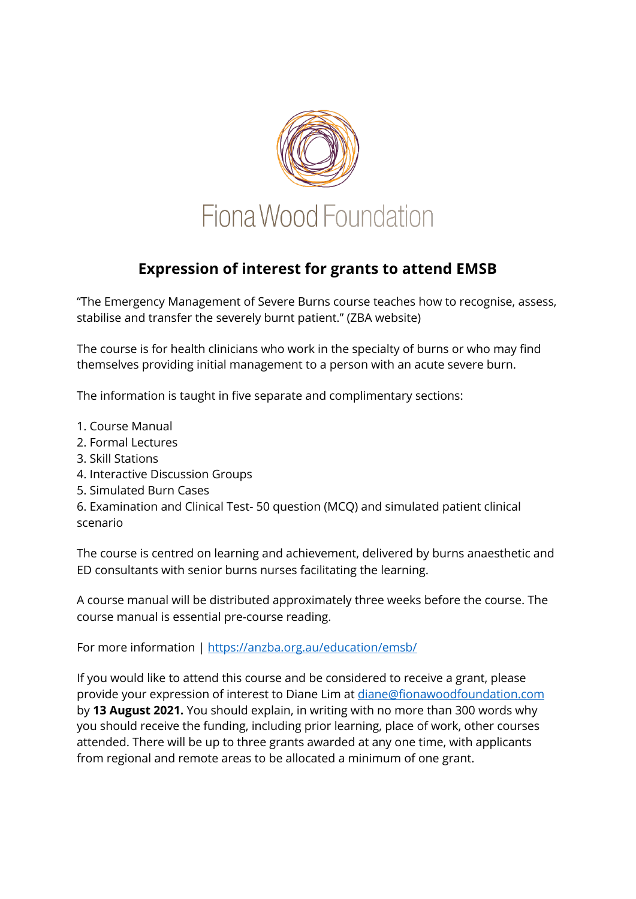Fiona Wood Foundation

## Expression of interest for grants to attend EMSB

"The Emergency Management of Severe Burns course teaches how to recognise, assess, stabilise and transfer the severely burnt patient." (ZBA website)

The course is for health clinicians who work in the specialty of burns or who may find themselves providing initial management to a person with an acute severe burn.

The information is taught in five separate and complimentary sections:

1. Course Manual
2. Formal Lectures
3. Skill Stations
4. Interactive Discussion Groups
5. Simulated Burn Cases
6. Examination and Clinical Test- 50 question (MCQ) and simulated patient clinical scenario

The course is centred on learning and achievement, delivered by burns anaesthetic and ED consultants with senior burns nurses facilitating the learning.

A course manual will be distributed approximately three weeks before the course. The course manual is essential pre-course reading.

For more information | [https://anzba.org.au/education/emsb/](https://anzba.org.au/education/emsb/)

If you would like to attend this course and be considered to receive a grant, please provide your expression of interest to Diane Lim at [diane@fionawoodfoundation.com](mailto:diane@fionawoodfoundation.com) by **13 August 2021.** You should explain, in writing with no more than 300 words why you should receive the funding, including prior learning, place of work, other courses attended. There will be up to three grants awarded at any one time, with applicants from regional and remote areas to be allocated a minimum of one grant.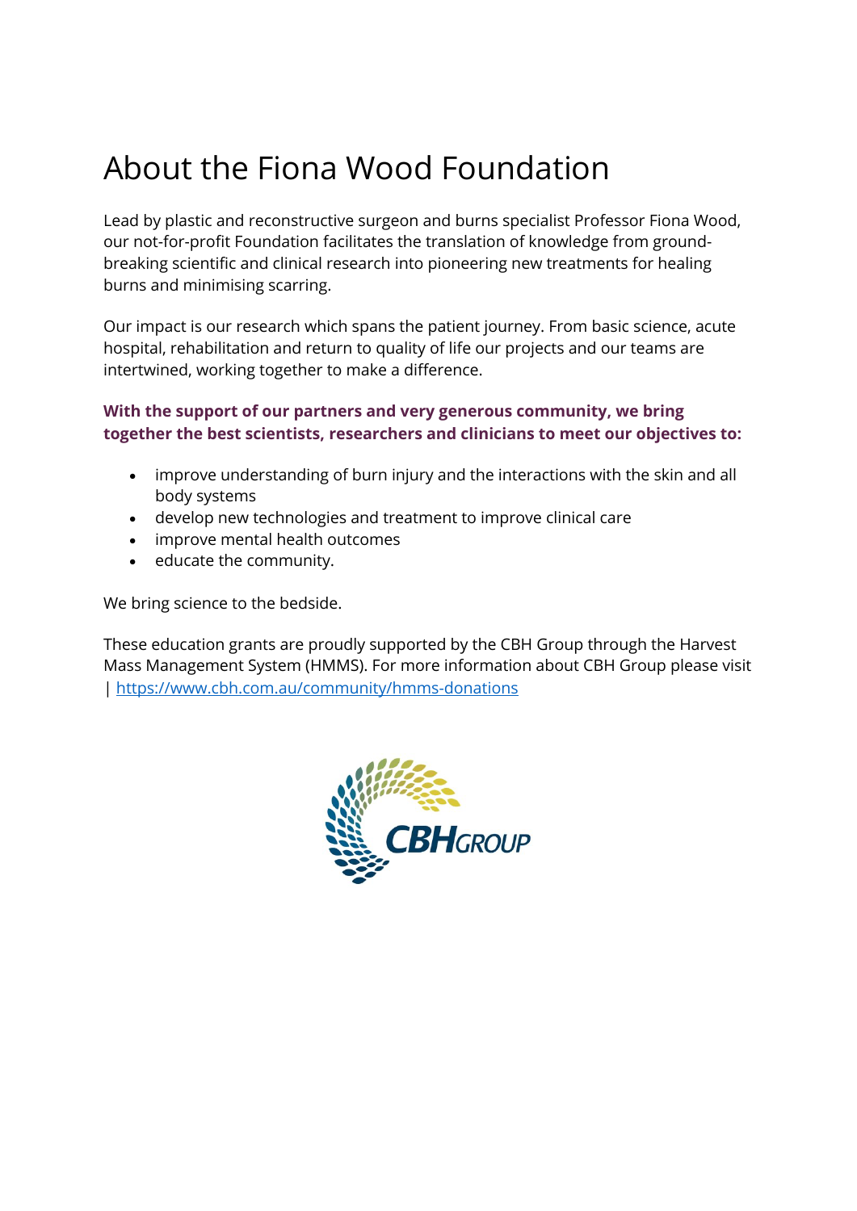# About the Fiona Wood Foundation

Lead by plastic and reconstructive surgeon and burns specialist Professor Fiona Wood, our not-for-profit Foundation facilitates the translation of knowledge from ground-breaking scientific and clinical research into pioneering new treatments for healing burns and minimising scarring.

Our impact is our research which spans the patient journey. From basic science, acute hospital, rehabilitation and return to quality of life our projects and our teams are intertwined, working together to make a difference.

**With the support of our partners and very generous community, we bring together the best scientists, researchers and clinicians to meet our objectives to:**

- improve understanding of burn injury and the interactions with the skin and all body systems
- develop new technologies and treatment to improve clinical care
- improve mental health outcomes
- educate the community.

We bring science to the bedside.

These education grants are proudly supported by the CBH Group through the Harvest Mass Management System (HMMS). For more information about CBH Group please visit | https://www.cbh.com.au/community/hmms-donations

CBH GROUP